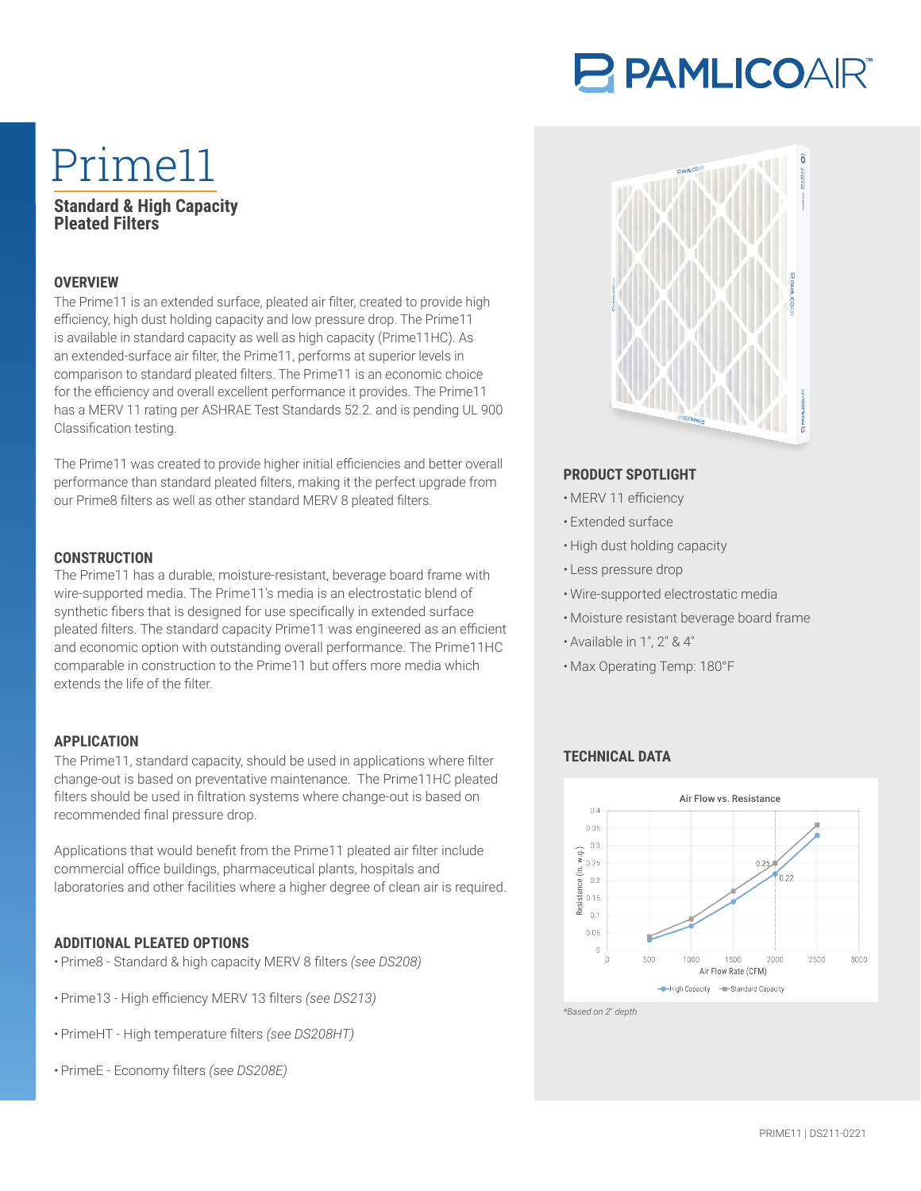# Prime11

## Standard & High Capacity Pleated Filters

### OVERVIEW

The Prime11 is an extended surface, pleated air filter, created to provide high efficiency, high dust holding capacity and low pressure drop. The Prime11 is available in standard capacity as well as high capacity (Prime11HC). As an extended-surface air filter, the Prime11, performs at superior levels in comparison to standard pleated filters. The Prime11 is an economic choice for the efficiency and overall excellent performance it provides. The Prime11 has a MERV 11 rating per ASHRAE Test Standards 52.2. and is pending UL 900 Classification testing.

The Prime11 was created to provide higher initial efficiencies and better overall performance than standard pleated filters, making it the perfect upgrade from our Prime8 filters as well as other standard MERV 8 pleated filters.

### CONSTRUCTION

The Prime11 has a durable, moisture-resistant, beverage board frame with wire-supported media. The Prime11's media is an electrostatic blend of synthetic fibers that is designed for use specifically in extended surface pleated filters. The standard capacity Prime11 was engineered as an efficient and economic option with outstanding overall performance. The Prime11HC comparable in construction to the Prime11 but offers more media which extends the life of the filter.

### APPLICATION

The Prime11, standard capacity, should be used in applications where filter change-out is based on preventative maintenance. The Prime11HC pleated filters should be used in filtration systems where change-out is based on recommended final pressure drop.

Applications that would benefit from the Prime11 pleated air filter include commercial office buildings, pharmaceutical plants, hospitals and laboratories and other facilities where a higher degree of clean air is required.

### ADDITIONAL PLEATED OPTIONS

- Prime8 - Standard & high capacity MERV 8 filters *(see DS208)*
- Prime13 - High efficiency MERV 13 filters *(see DS213)*
- PrimeHT - High temperature filters *(see DS208HT)*
- PrimeE - Economy filters *(see DS208E)*

### PRODUCT SPOTLIGHT

- MERV 11 efficiency
- Extended surface
- High dust holding capacity
- Less pressure drop
- Wire-supported electrostatic media
- Moisture resistant beverage board frame
- Available in 1", 2" & 4"
- Max Operating Temp: 180°F

### TECHNICAL DATA

Air Flow vs. Resistance

| Air Flow Rate (CFM) | High Capacity Resistance (in. w.g.) | Standard Capacity Resistance (in. w.g.) |
|---|---|---|
| 2000 | 0.22 | 0.25 |

*Based on 2" depth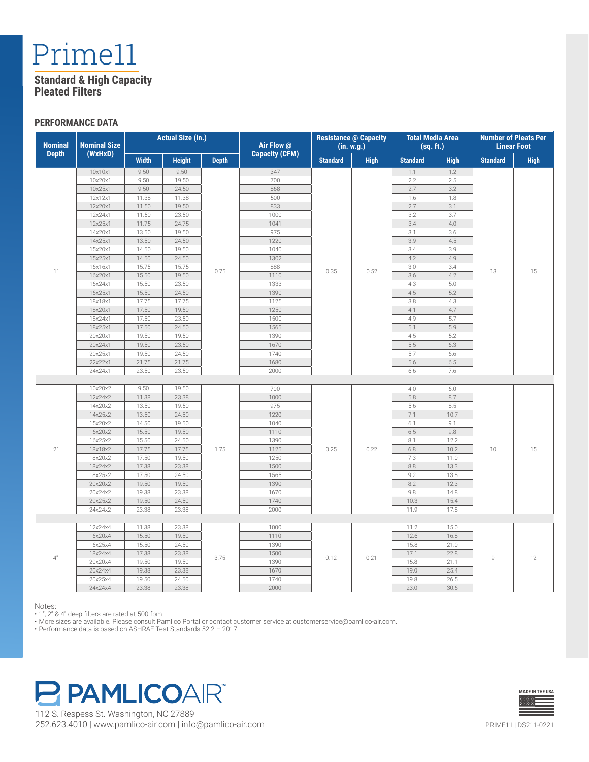# Prime11

## Standard & High Capacity Pleated Filters

### PERFORMANCE DATA

| Nominal Depth | Nominal Size (WxHxD) | Actual Size (in.) | | | Air Flow @ Capacity (CFM) | Resistance @ Capacity (in. w.g.) | | Total Media Area (sq. ft.) | | Number of Pleats Per Linear Foot | |
|---|---|---|---|---|---|---|---|---|---|---|---|
| | | Width | Height | Depth | | Standard | High | Standard | High | Standard | High |
| 1" | 10x10x1 | 9.50 | 9.50 | 0.75 | 347 | 0.35 | 0.52 | 1.1 | 1.2 | 13 | 15 |
| | 10x20x1 | 9.50 | 19.50 | | 700 | | | 2.2 | 2.5 | | |
| | 10x25x1 | 9.50 | 24.50 | | 868 | | | 2.7 | 3.2 | | |
| | 12x12x1 | 11.38 | 11.38 | | 500 | | | 1.6 | 1.8 | | |
| | 12x20x1 | 11.50 | 19.50 | | 833 | | | 2.7 | 3.1 | | |
| | 12x24x1 | 11.50 | 23.50 | | 1000 | | | 3.2 | 3.7 | | |
| | 12x25x1 | 11.75 | 24.75 | | 1041 | | | 3.4 | 4.0 | | |
| | 14x20x1 | 13.50 | 19.50 | | 975 | | | 3.1 | 3.6 | | |
| | 14x25x1 | 13.50 | 24.50 | | 1220 | | | 3.9 | 4.5 | | |
| | 15x20x1 | 14.50 | 19.50 | | 1040 | | | 3.4 | 3.9 | | |
| | 15x25x1 | 14.50 | 24.50 | | 1302 | | | 4.2 | 4.9 | | |
| | 16x16x1 | 15.75 | 15.75 | | 888 | | | 3.0 | 3.4 | | |
| | 16x20x1 | 15.50 | 19.50 | | 1110 | | | 3.6 | 4.2 | | |
| | 16x24x1 | 15.50 | 23.50 | | 1333 | | | 4.3 | 5.0 | | |
| | 16x25x1 | 15.50 | 24.50 | | 1390 | | | 4.5 | 5.2 | | |
| | 18x18x1 | 17.75 | 17.75 | | 1125 | | | 3.8 | 4.3 | | |
| | 18x20x1 | 17.50 | 19.50 | | 1250 | | | 4.1 | 4.7 | | |
| | 18x24x1 | 17.50 | 23.50 | | 1500 | | | 4.9 | 5.7 | | |
| | 18x25x1 | 17.50 | 24.50 | | 1565 | | | 5.1 | 5.9 | | |
| | 20x20x1 | 19.50 | 19.50 | | 1390 | | | 4.5 | 5.2 | | |
| | 20x24x1 | 19.50 | 23.50 | | 1670 | | | 5.5 | 6.3 | | |
| | 20x25x1 | 19.50 | 24.50 | | 1740 | | | 5.7 | 6.6 | | |
| | 22x22x1 | 21.75 | 21.75 | | 1680 | | | 5.6 | 6.5 | | |
| | 24x24x1 | 23.50 | 23.50 | | 2000 | | | 6.6 | 7.6 | | |
| 2" | 10x20x2 | 9.50 | 19.50 | 1.75 | 700 | 0.25 | 0.22 | 4.0 | 6.0 | 10 | 15 |
| | 12x24x2 | 11.38 | 23.38 | | 1000 | | | 5.8 | 8.7 | | |
| | 14x20x2 | 13.50 | 19.50 | | 975 | | | 5.6 | 8.5 | | |
| | 14x25x2 | 13.50 | 24.50 | | 1220 | | | 7.1 | 10.7 | | |
| | 15x20x2 | 14.50 | 19.50 | | 1040 | | | 6.1 | 9.1 | | |
| | 16x20x2 | 15.50 | 19.50 | | 1110 | | | 6.5 | 9.8 | | |
| | 16x25x2 | 15.50 | 24.50 | | 1390 | | | 8.1 | 12.2 | | |
| | 18x18x2 | 17.75 | 17.75 | | 1125 | | | 6.8 | 10.2 | | |
| | 18x20x2 | 17.50 | 19.50 | | 1250 | | | 7.3 | 11.0 | | |
| | 18x24x2 | 17.38 | 23.38 | | 1500 | | | 8.8 | 13.3 | | |
| | 18x25x2 | 17.50 | 24.50 | | 1565 | | | 9.2 | 13.8 | | |
| | 20x20x2 | 19.50 | 19.50 | | 1390 | | | 8.2 | 12.3 | | |
| | 20x24x2 | 19.38 | 23.38 | | 1670 | | | 9.8 | 14.8 | | |
| | 20x25x2 | 19.50 | 24.50 | | 1740 | | | 10.3 | 15.4 | | |
| | 24x24x2 | 23.38 | 23.38 | | 2000 | | | 11.9 | 17.8 | | |
| 4" | 12x24x4 | 11.38 | 23.38 | 3.75 | 1000 | 0.12 | 0.21 | 11.2 | 15.0 | 9 | 12 |
| | 16x20x4 | 15.50 | 19.50 | | 1110 | | | 12.6 | 16.8 | | |
| | 16x25x4 | 15.50 | 24.50 | | 1390 | | | 15.8 | 21.0 | | |
| | 18x24x4 | 17.38 | 23.38 | | 1500 | | | 17.1 | 22.8 | | |
| | 20x20x4 | 19.50 | 19.50 | | 1390 | | | 15.8 | 21.1 | | |
| | 20x24x4 | 19.38 | 23.38 | | 1670 | | | 19.0 | 25.4 | | |
| | 20x25x4 | 19.50 | 24.50 | | 1740 | | | 19.8 | 26.5 | | |
| | 24x24x4 | 23.38 | 23.38 | | 2000 | | | 23.0 | 30.6 | | |

Notes:
- 1", 2" & 4" deep filters are rated at 500 fpm.
- More sizes are available. Please consult Pamlico Portal or contact customer service at customerservice@pamlico-air.com.
- Performance data is based on ASHRAE Test Standards 52.2 – 2017.

PAMLICOAIR™

112 S. Respess St. Washington, NC 27889
252.623.4010 | www.pamlico-air.com | info@pamlico-air.com

MADE IN THE USA

PRIME11 | DS211-0221